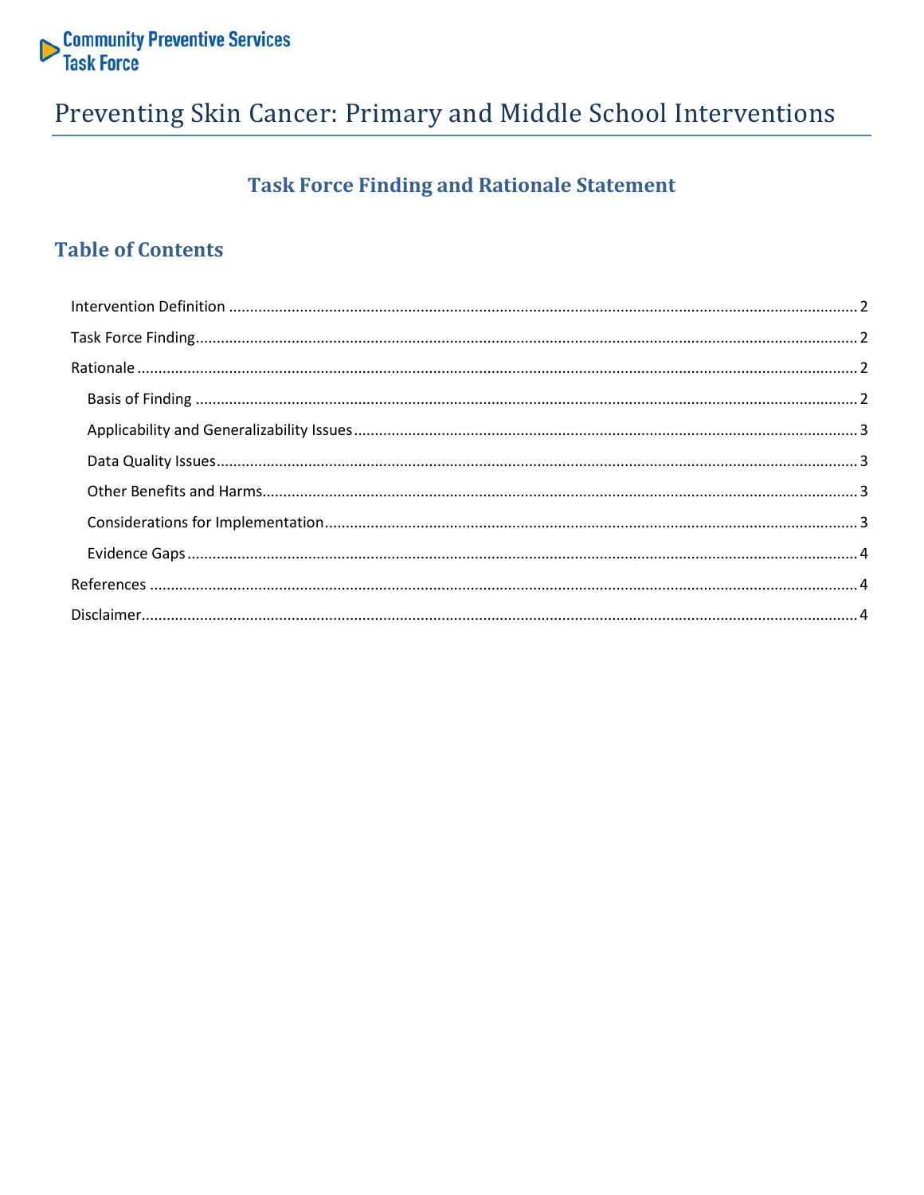Community Preventive Services Task Force

# Preventing Skin Cancer: Primary and Middle School Interventions

## Task Force Finding and Rationale Statement

## Table of Contents

- Intervention Definition ..... 2
- Task Force Finding ..... 2
- Rationale ..... 2
  - Basis of Finding ..... 2
  - Applicability and Generalizability Issues ..... 3
  - Data Quality Issues ..... 3
  - Other Benefits and Harms ..... 3
  - Considerations for Implementation ..... 3
  - Evidence Gaps ..... 4
- References ..... 4
- Disclaimer ..... 4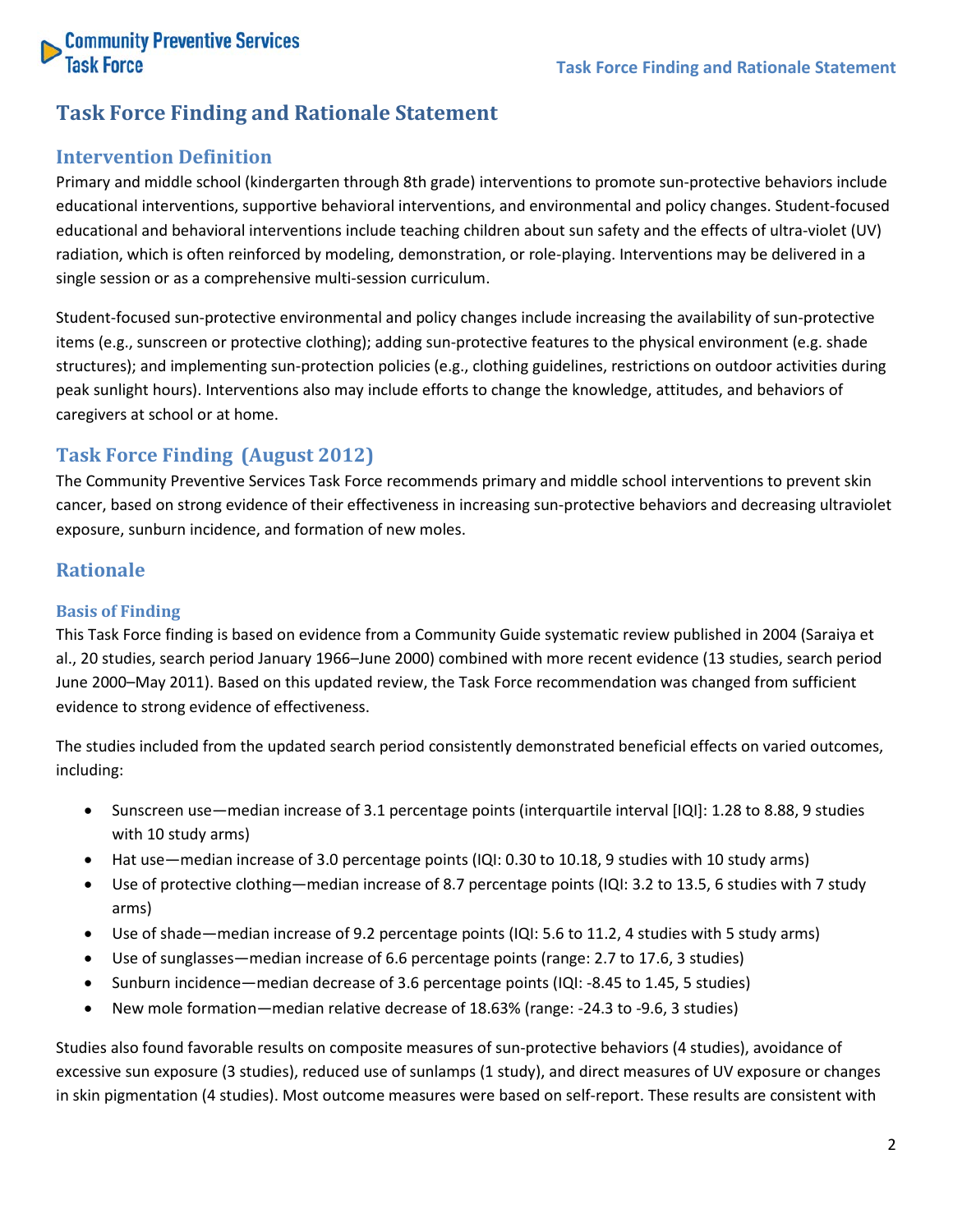# Task Force Finding and Rationale Statement

## Intervention Definition

Primary and middle school (kindergarten through 8th grade) interventions to promote sun-protective behaviors include educational interventions, supportive behavioral interventions, and environmental and policy changes. Student-focused educational and behavioral interventions include teaching children about sun safety and the effects of ultra-violet (UV) radiation, which is often reinforced by modeling, demonstration, or role-playing. Interventions may be delivered in a single session or as a comprehensive multi-session curriculum.

Student-focused sun-protective environmental and policy changes include increasing the availability of sun-protective items (e.g., sunscreen or protective clothing); adding sun-protective features to the physical environment (e.g. shade structures); and implementing sun-protection policies (e.g., clothing guidelines, restrictions on outdoor activities during peak sunlight hours). Interventions also may include efforts to change the knowledge, attitudes, and behaviors of caregivers at school or at home.

## Task Force Finding (August 2012)

The Community Preventive Services Task Force recommends primary and middle school interventions to prevent skin cancer, based on strong evidence of their effectiveness in increasing sun-protective behaviors and decreasing ultraviolet exposure, sunburn incidence, and formation of new moles.

## Rationale

### Basis of Finding

This Task Force finding is based on evidence from a Community Guide systematic review published in 2004 (Saraiya et al., 20 studies, search period January 1966–June 2000) combined with more recent evidence (13 studies, search period June 2000–May 2011). Based on this updated review, the Task Force recommendation was changed from sufficient evidence to strong evidence of effectiveness.

The studies included from the updated search period consistently demonstrated beneficial effects on varied outcomes, including:

- Sunscreen use—median increase of 3.1 percentage points (interquartile interval [IQI]: 1.28 to 8.88, 9 studies with 10 study arms)
- Hat use—median increase of 3.0 percentage points (IQI: 0.30 to 10.18, 9 studies with 10 study arms)
- Use of protective clothing—median increase of 8.7 percentage points (IQI: 3.2 to 13.5, 6 studies with 7 study arms)
- Use of shade—median increase of 9.2 percentage points (IQI: 5.6 to 11.2, 4 studies with 5 study arms)
- Use of sunglasses—median increase of 6.6 percentage points (range: 2.7 to 17.6, 3 studies)
- Sunburn incidence—median decrease of 3.6 percentage points (IQI: -8.45 to 1.45, 5 studies)
- New mole formation—median relative decrease of 18.63% (range: -24.3 to -9.6, 3 studies)

Studies also found favorable results on composite measures of sun-protective behaviors (4 studies), avoidance of excessive sun exposure (3 studies), reduced use of sunlamps (1 study), and direct measures of UV exposure or changes in skin pigmentation (4 studies). Most outcome measures were based on self-report. These results are consistent with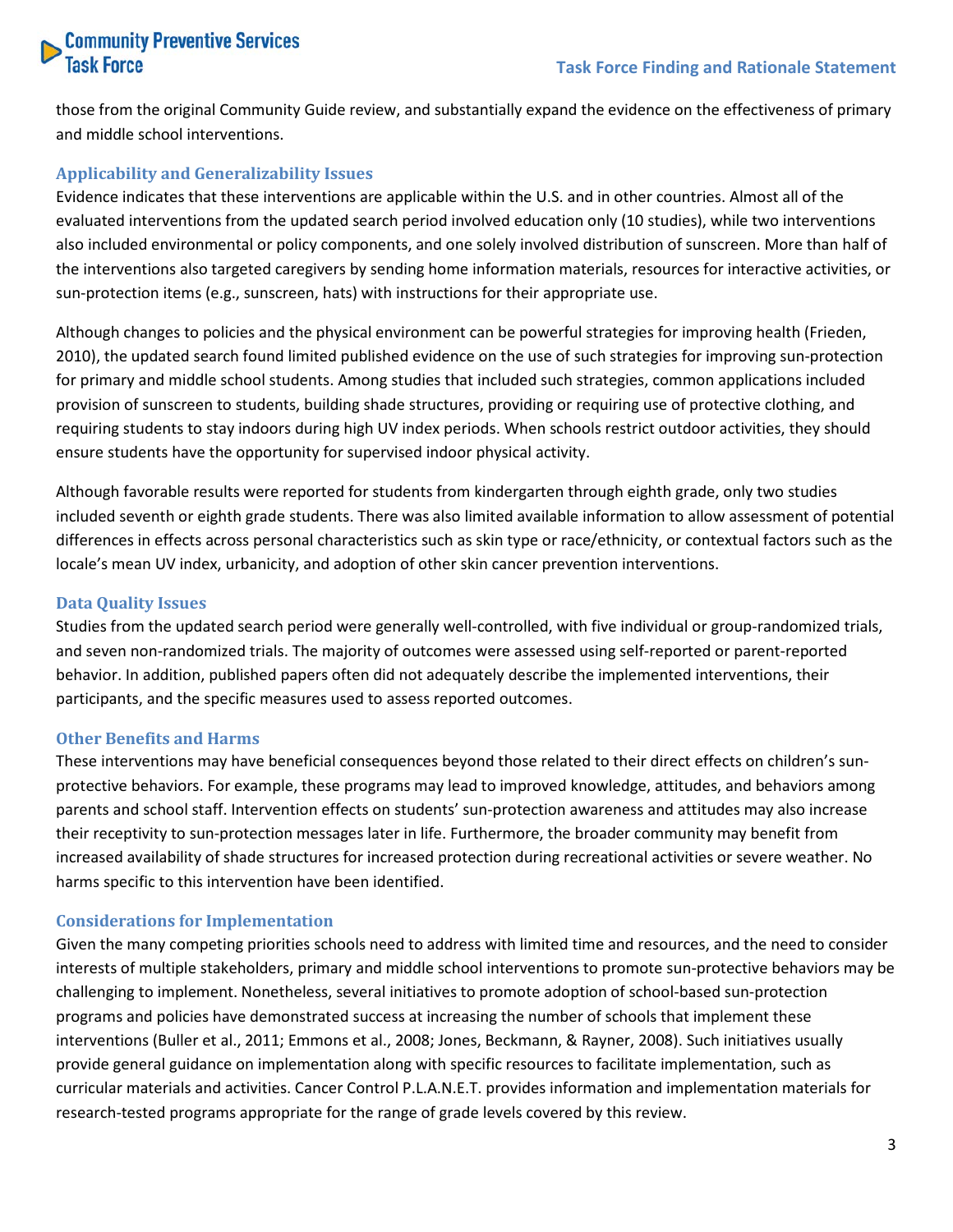those from the original Community Guide review, and substantially expand the evidence on the effectiveness of primary and middle school interventions.

### Applicability and Generalizability Issues

Evidence indicates that these interventions are applicable within the U.S. and in other countries. Almost all of the evaluated interventions from the updated search period involved education only (10 studies), while two interventions also included environmental or policy components, and one solely involved distribution of sunscreen. More than half of the interventions also targeted caregivers by sending home information materials, resources for interactive activities, or sun-protection items (e.g., sunscreen, hats) with instructions for their appropriate use.

Although changes to policies and the physical environment can be powerful strategies for improving health (Frieden, 2010), the updated search found limited published evidence on the use of such strategies for improving sun-protection for primary and middle school students. Among studies that included such strategies, common applications included provision of sunscreen to students, building shade structures, providing or requiring use of protective clothing, and requiring students to stay indoors during high UV index periods. When schools restrict outdoor activities, they should ensure students have the opportunity for supervised indoor physical activity.

Although favorable results were reported for students from kindergarten through eighth grade, only two studies included seventh or eighth grade students. There was also limited available information to allow assessment of potential differences in effects across personal characteristics such as skin type or race/ethnicity, or contextual factors such as the locale's mean UV index, urbanicity, and adoption of other skin cancer prevention interventions.

### Data Quality Issues

Studies from the updated search period were generally well-controlled, with five individual or group-randomized trials, and seven non-randomized trials. The majority of outcomes were assessed using self-reported or parent-reported behavior. In addition, published papers often did not adequately describe the implemented interventions, their participants, and the specific measures used to assess reported outcomes.

### Other Benefits and Harms

These interventions may have beneficial consequences beyond those related to their direct effects on children's sun-protective behaviors. For example, these programs may lead to improved knowledge, attitudes, and behaviors among parents and school staff. Intervention effects on students' sun-protection awareness and attitudes may also increase their receptivity to sun-protection messages later in life. Furthermore, the broader community may benefit from increased availability of shade structures for increased protection during recreational activities or severe weather. No harms specific to this intervention have been identified.

### Considerations for Implementation

Given the many competing priorities schools need to address with limited time and resources, and the need to consider interests of multiple stakeholders, primary and middle school interventions to promote sun-protective behaviors may be challenging to implement. Nonetheless, several initiatives to promote adoption of school-based sun-protection programs and policies have demonstrated success at increasing the number of schools that implement these interventions (Buller et al., 2011; Emmons et al., 2008; Jones, Beckmann, & Rayner, 2008). Such initiatives usually provide general guidance on implementation along with specific resources to facilitate implementation, such as curricular materials and activities. Cancer Control P.L.A.N.E.T. provides information and implementation materials for research-tested programs appropriate for the range of grade levels covered by this review.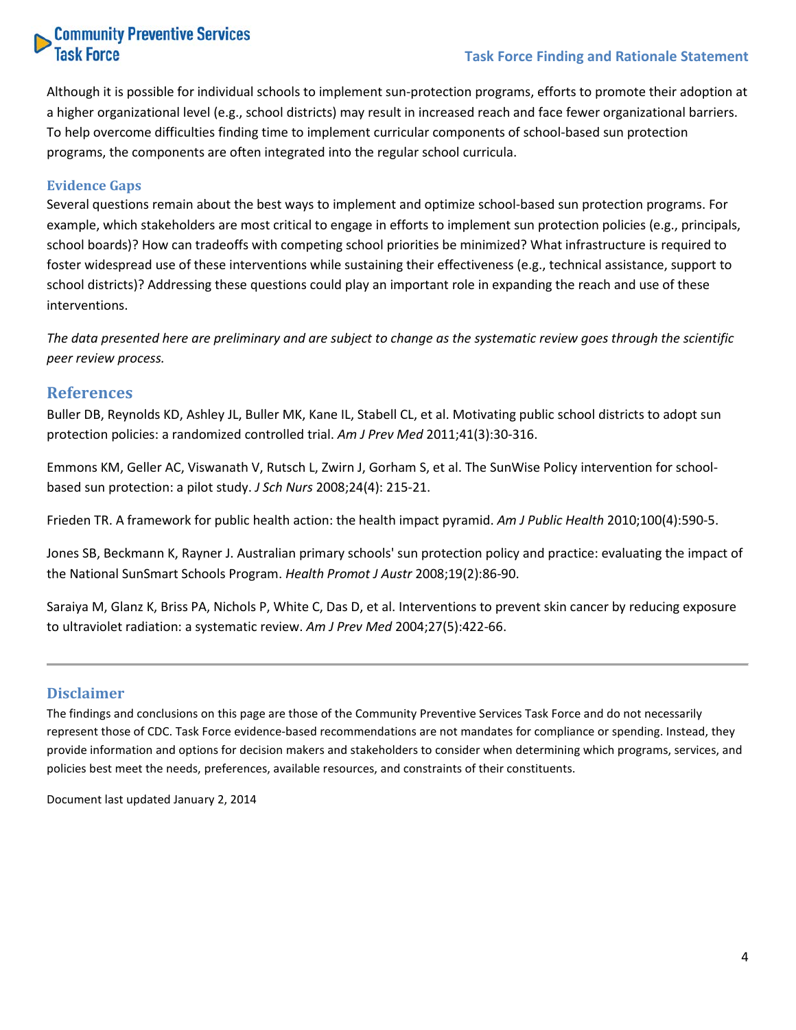Although it is possible for individual schools to implement sun-protection programs, efforts to promote their adoption at a higher organizational level (e.g., school districts) may result in increased reach and face fewer organizational barriers. To help overcome difficulties finding time to implement curricular components of school-based sun protection programs, the components are often integrated into the regular school curricula.

### Evidence Gaps

Several questions remain about the best ways to implement and optimize school-based sun protection programs. For example, which stakeholders are most critical to engage in efforts to implement sun protection policies (e.g., principals, school boards)? How can tradeoffs with competing school priorities be minimized? What infrastructure is required to foster widespread use of these interventions while sustaining their effectiveness (e.g., technical assistance, support to school districts)? Addressing these questions could play an important role in expanding the reach and use of these interventions.

*The data presented here are preliminary and are subject to change as the systematic review goes through the scientific peer review process.*

## References

Buller DB, Reynolds KD, Ashley JL, Buller MK, Kane IL, Stabell CL, et al. Motivating public school districts to adopt sun protection policies: a randomized controlled trial. *Am J Prev Med* 2011;41(3):30-316.

Emmons KM, Geller AC, Viswanath V, Rutsch L, Zwirn J, Gorham S, et al. The SunWise Policy intervention for school-based sun protection: a pilot study. *J Sch Nurs* 2008;24(4): 215-21.

Frieden TR. A framework for public health action: the health impact pyramid. *Am J Public Health* 2010;100(4):590-5.

Jones SB, Beckmann K, Rayner J. Australian primary schools' sun protection policy and practice: evaluating the impact of the National SunSmart Schools Program. *Health Promot J Austr* 2008;19(2):86-90.

Saraiya M, Glanz K, Briss PA, Nichols P, White C, Das D, et al. Interventions to prevent skin cancer by reducing exposure to ultraviolet radiation: a systematic review. *Am J Prev Med* 2004;27(5):422-66.

---

## Disclaimer

The findings and conclusions on this page are those of the Community Preventive Services Task Force and do not necessarily represent those of CDC. Task Force evidence-based recommendations are not mandates for compliance or spending. Instead, they provide information and options for decision makers and stakeholders to consider when determining which programs, services, and policies best meet the needs, preferences, available resources, and constraints of their constituents.

Document last updated January 2, 2014